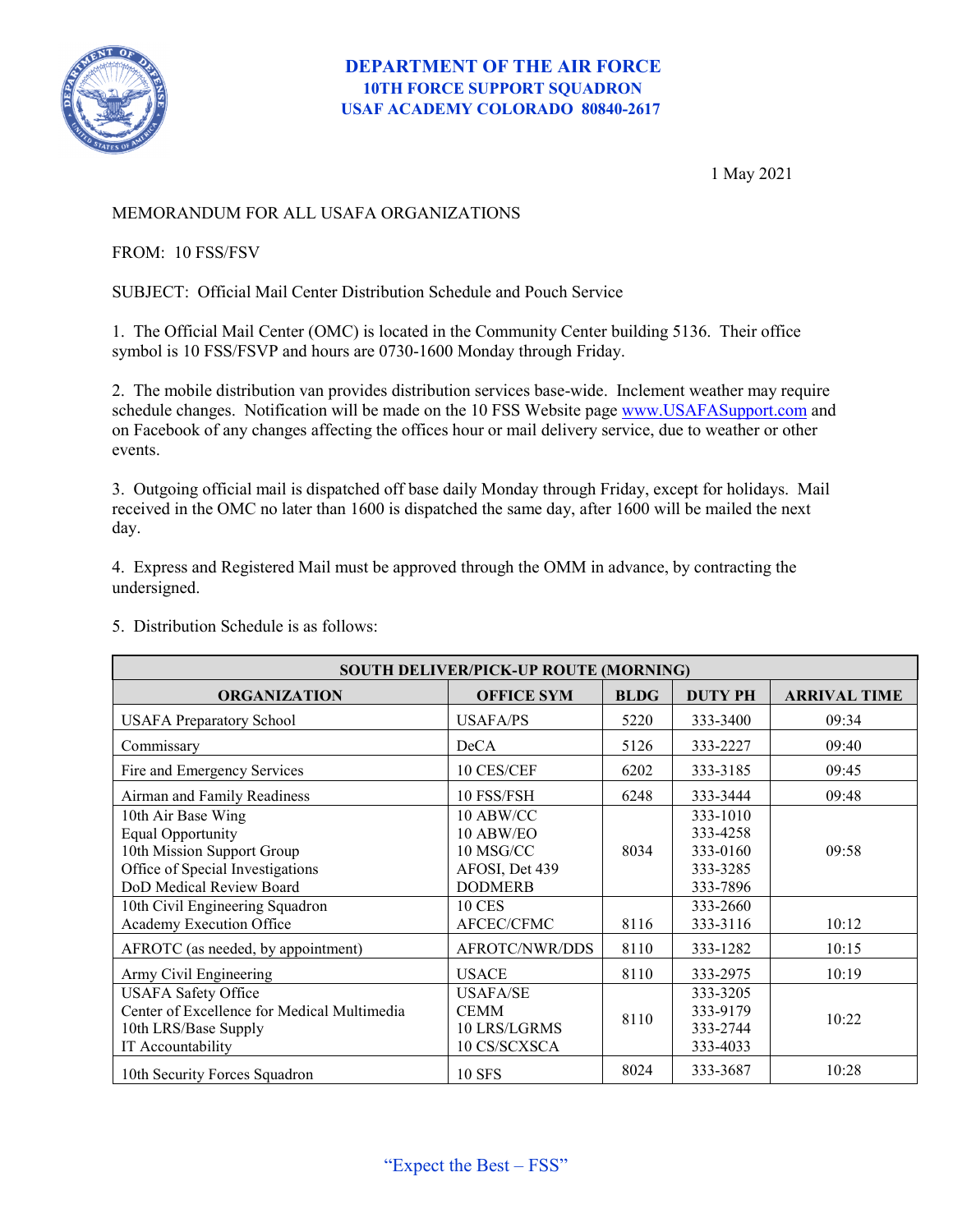**DEPARTMENT OF THE AIR FORCE**
**10TH FORCE SUPPORT SQUADRON**
**USAF ACADEMY COLORADO 80840-2617**

1 May 2021

MEMORANDUM FOR ALL USAFA ORGANIZATIONS

FROM: 10 FSS/FSV

SUBJECT: Official Mail Center Distribution Schedule and Pouch Service

1. The Official Mail Center (OMC) is located in the Community Center building 5136. Their office symbol is 10 FSS/FSVP and hours are 0730-1600 Monday through Friday.

2. The mobile distribution van provides distribution services base-wide. Inclement weather may require schedule changes. Notification will be made on the 10 FSS Website page www.USAFASupport.com and on Facebook of any changes affecting the offices hour or mail delivery service, due to weather or other events.

3. Outgoing official mail is dispatched off base daily Monday through Friday, except for holidays. Mail received in the OMC no later than 1600 is dispatched the same day, after 1600 will be mailed the next day.

4. Express and Registered Mail must be approved through the OMM in advance, by contracting the undersigned.

5. Distribution Schedule is as follows:

| SOUTH DELIVER/PICK-UP ROUTE (MORNING) | | | | |
|---|---|---|---|---|
| **ORGANIZATION** | **OFFICE SYM** | **BLDG** | **DUTY PH** | **ARRIVAL TIME** |
| USAFA Preparatory School | USAFA/PS | 5220 | 333-3400 | 09:34 |
| Commissary | DeCA | 5126 | 333-2227 | 09:40 |
| Fire and Emergency Services | 10 CES/CEF | 6202 | 333-3185 | 09:45 |
| Airman and Family Readiness | 10 FSS/FSH | 6248 | 333-3444 | 09:48 |
| 10th Air Base Wing<br>Equal Opportunity<br>10th Mission Support Group<br>Office of Special Investigations<br>DoD Medical Review Board | 10 ABW/CC<br>10 ABW/EO<br>10 MSG/CC<br>AFOSI, Det 439<br>DODMERB | 8034 | 333-1010<br>333-4258<br>333-0160<br>333-3285<br>333-7896 | 09:58 |
| 10th Civil Engineering Squadron<br>Academy Execution Office | 10 CES<br>AFCEC/CFMC | 8116 | 333-2660<br>333-3116 | 10:12 |
| AFROTC (as needed, by appointment) | AFROTC/NWR/DDS | 8110 | 333-1282 | 10:15 |
| Army Civil Engineering | USACE | 8110 | 333-2975 | 10:19 |
| USAFA Safety Office<br>Center of Excellence for Medical Multimedia<br>10th LRS/Base Supply<br>IT Accountability | USAFA/SE<br>CEMM<br>10 LRS/LGRMS<br>10 CS/SCXSCA | 8110 | 333-3205<br>333-9179<br>333-2744<br>333-4033 | 10:22 |
| 10th Security Forces Squadron | 10 SFS | 8024 | 333-3687 | 10:28 |

"Expect the Best – FSS"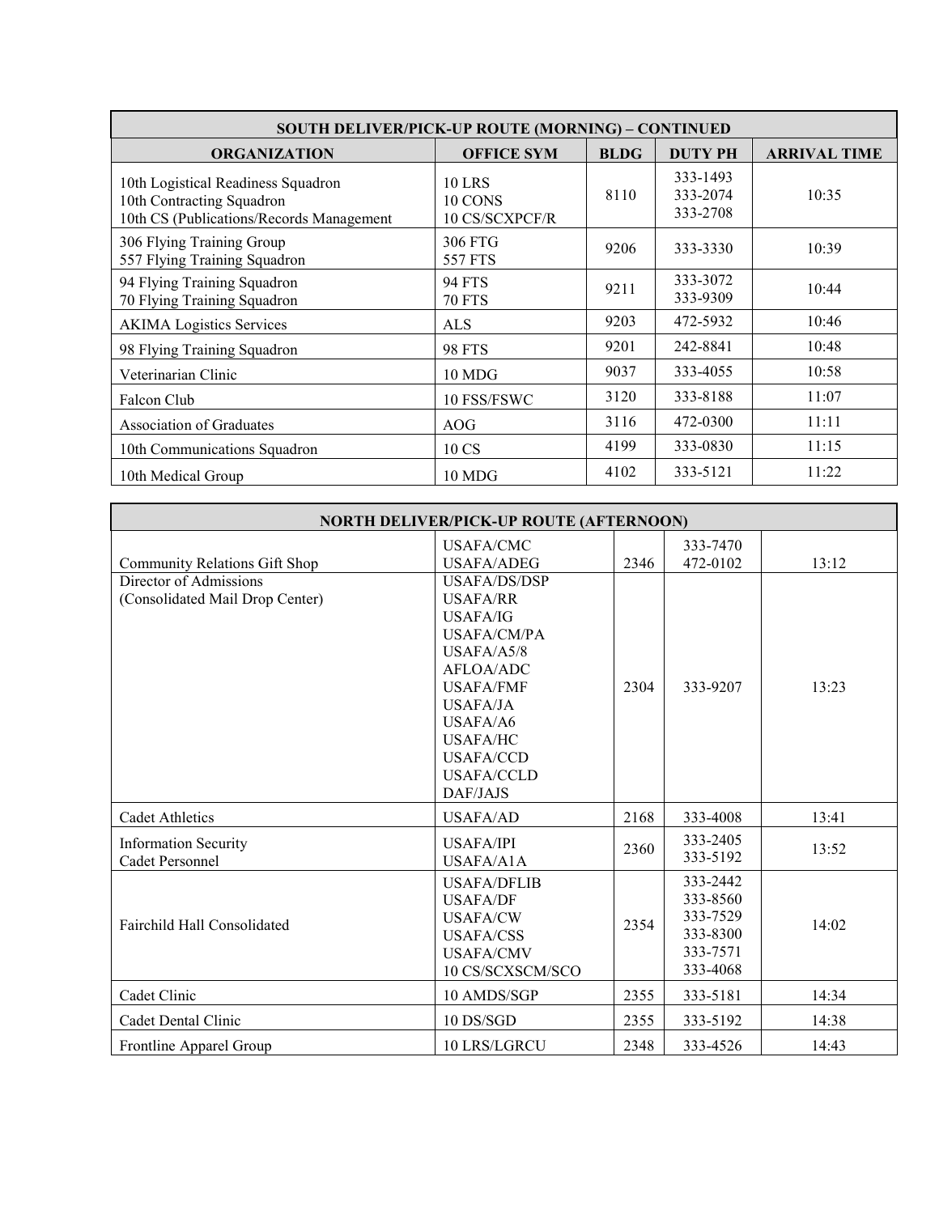| SOUTH DELIVER/PICK-UP ROUTE (MORNING) – CONTINUED | | | | |
|---|---|---|---|---|
| **ORGANIZATION** | **OFFICE SYM** | **BLDG** | **DUTY PH** | **ARRIVAL TIME** |
| 10th Logistical Readiness Squadron<br>10th Contracting Squadron<br>10th CS (Publications/Records Management | 10 LRS<br>10 CONS<br>10 CS/SCXPCF/R | 8110 | 333-1493<br>333-2074<br>333-2708 | 10:35 |
| 306 Flying Training Group<br>557 Flying Training Squadron | 306 FTG<br>557 FTS | 9206 | 333-3330 | 10:39 |
| 94 Flying Training Squadron<br>70 Flying Training Squadron | 94 FTS<br>70 FTS | 9211 | 333-3072<br>333-9309 | 10:44 |
| AKIMA Logistics Services | ALS | 9203 | 472-5932 | 10:46 |
| 98 Flying Training Squadron | 98 FTS | 9201 | 242-8841 | 10:48 |
| Veterinarian Clinic | 10 MDG | 9037 | 333-4055 | 10:58 |
| Falcon Club | 10 FSS/FSWC | 3120 | 333-8188 | 11:07 |
| Association of Graduates | AOG | 3116 | 472-0300 | 11:11 |
| 10th Communications Squadron | 10 CS | 4199 | 333-0830 | 11:15 |
| 10th Medical Group | 10 MDG | 4102 | 333-5121 | 11:22 |

| NORTH DELIVER/PICK-UP ROUTE (AFTERNOON) | | | | |
|---|---|---|---|---|
| Community Relations Gift Shop | USAFA/CMC<br>USAFA/ADEG | 2346 | 333-7470<br>472-0102 | 13:12 |
| Director of Admissions<br>(Consolidated Mail Drop Center) | USAFA/DS/DSP<br>USAFA/RR<br>USAFA/IG<br>USAFA/CM/PA<br>USAFA/A5/8<br>AFLOA/ADC<br>USAFA/FMF<br>USAFA/JA<br>USAFA/A6<br>USAFA/HC<br>USAFA/CCD<br>USAFA/CCLD<br>DAF/JAJS | 2304 | 333-9207 | 13:23 |
| Cadet Athletics | USAFA/AD | 2168 | 333-4008 | 13:41 |
| Information Security<br>Cadet Personnel | USAFA/IPI<br>USAFA/A1A | 2360 | 333-2405<br>333-5192 | 13:52 |
| Fairchild Hall Consolidated | USAFA/DFLIB<br>USAFA/DF<br>USAFA/CW<br>USAFA/CSS<br>USAFA/CMV<br>10 CS/SCXSCM/SCO | 2354 | 333-2442<br>333-8560<br>333-7529<br>333-8300<br>333-7571<br>333-4068 | 14:02 |
| Cadet Clinic | 10 AMDS/SGP | 2355 | 333-5181 | 14:34 |
| Cadet Dental Clinic | 10 DS/SGD | 2355 | 333-5192 | 14:38 |
| Frontline Apparel Group | 10 LRS/LGRCU | 2348 | 333-4526 | 14:43 |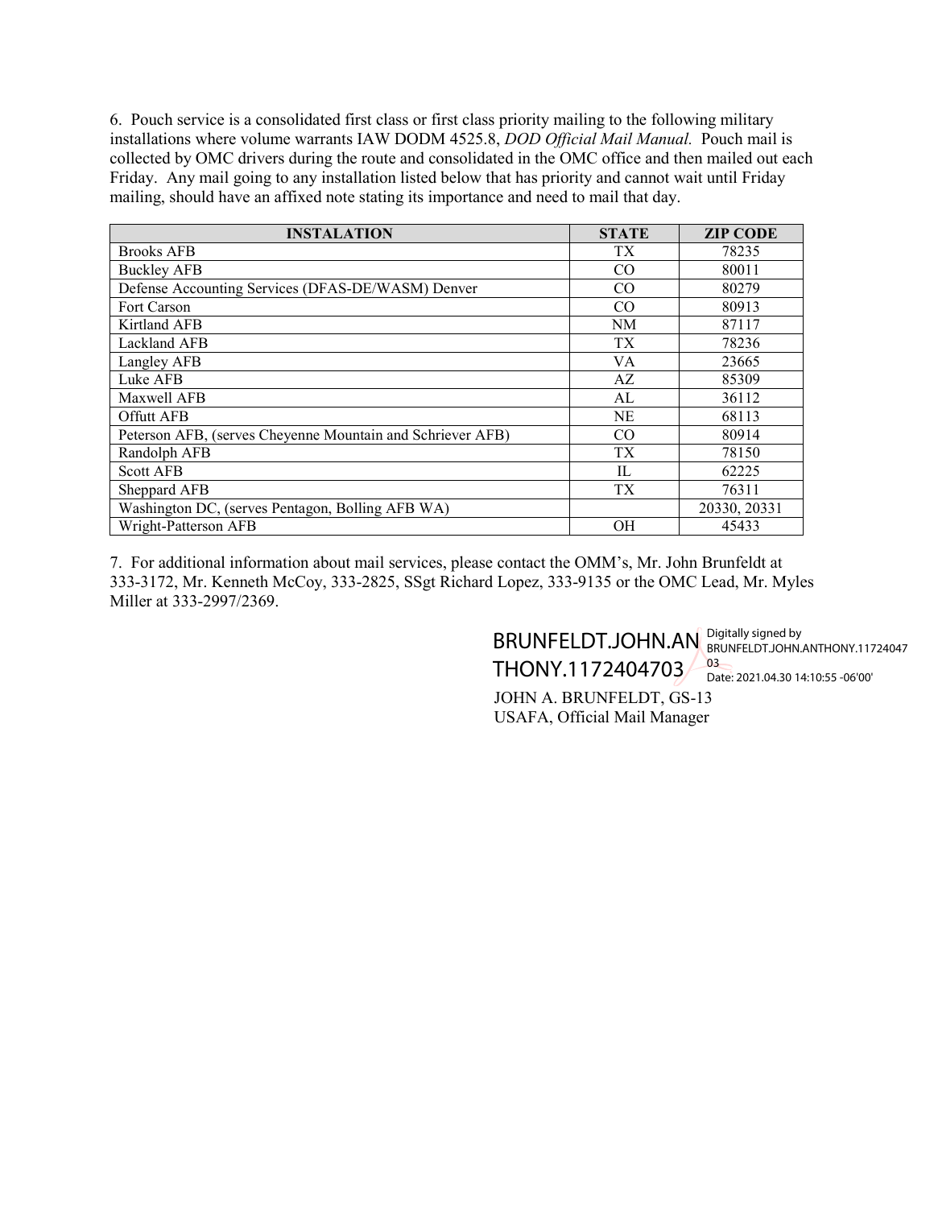6. Pouch service is a consolidated first class or first class priority mailing to the following military installations where volume warrants IAW DODM 4525.8, *DOD Official Mail Manual.* Pouch mail is collected by OMC drivers during the route and consolidated in the OMC office and then mailed out each Friday. Any mail going to any installation listed below that has priority and cannot wait until Friday mailing, should have an affixed note stating its importance and need to mail that day.

| INSTALATION | STATE | ZIP CODE |
|---|---|---|
| Brooks AFB | TX | 78235 |
| Buckley AFB | CO | 80011 |
| Defense Accounting Services (DFAS-DE/WASM) Denver | CO | 80279 |
| Fort Carson | CO | 80913 |
| Kirtland AFB | NM | 87117 |
| Lackland AFB | TX | 78236 |
| Langley AFB | VA | 23665 |
| Luke AFB | AZ | 85309 |
| Maxwell AFB | AL | 36112 |
| Offutt AFB | NE | 68113 |
| Peterson AFB, (serves Cheyenne Mountain and Schriever AFB) | CO | 80914 |
| Randolph AFB | TX | 78150 |
| Scott AFB | IL | 62225 |
| Sheppard AFB | TX | 76311 |
| Washington DC, (serves Pentagon, Bolling AFB WA) | | 20330, 20331 |
| Wright-Patterson AFB | OH | 45433 |

7. For additional information about mail services, please contact the OMM's, Mr. John Brunfeldt at 333-3172, Mr. Kenneth McCoy, 333-2825, SSgt Richard Lopez, 333-9135 or the OMC Lead, Mr. Myles Miller at 333-2997/2369.

BRUNFELDT.JOHN.ANTHONY.1172404703

Digitally signed by BRUNFELDT.JOHN.ANTHONY.1172404703
Date: 2021.04.30 14:10:55 -06'00'

JOHN A. BRUNFELDT, GS-13
USAFA, Official Mail Manager